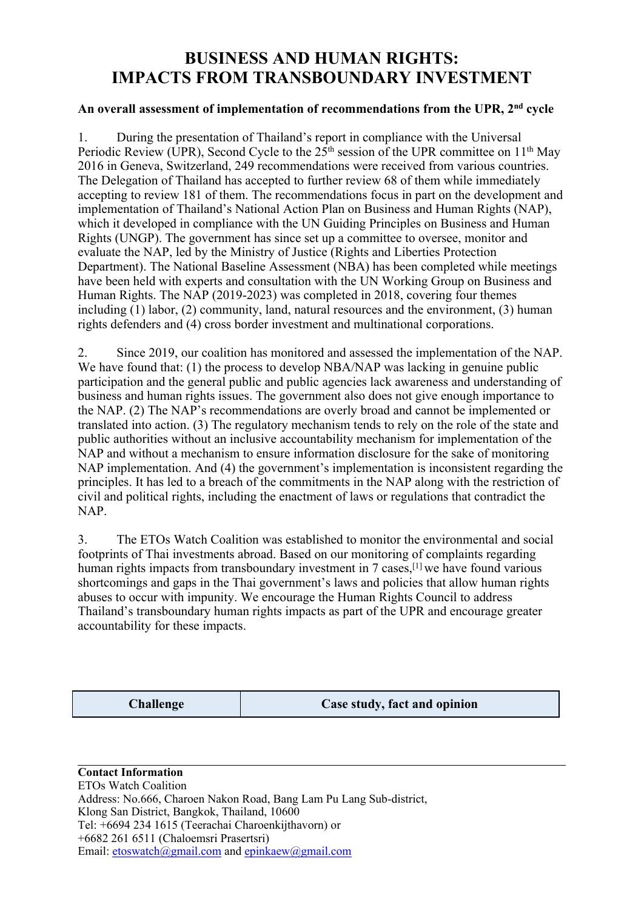# BUSINESS AND HUMAN RIGHTS: IMPACTS FROM TRANSBOUNDARY INVESTMENT

**An overall assessment of implementation of recommendations from the UPR, 2nd cycle**

1. During the presentation of Thailand's report in compliance with the Universal Periodic Review (UPR), Second Cycle to the 25th session of the UPR committee on 11th May 2016 in Geneva, Switzerland, 249 recommendations were received from various countries. The Delegation of Thailand has accepted to further review 68 of them while immediately accepting to review 181 of them. The recommendations focus in part on the development and implementation of Thailand's National Action Plan on Business and Human Rights (NAP), which it developed in compliance with the UN Guiding Principles on Business and Human Rights (UNGP). The government has since set up a committee to oversee, monitor and evaluate the NAP, led by the Ministry of Justice (Rights and Liberties Protection Department). The National Baseline Assessment (NBA) has been completed while meetings have been held with experts and consultation with the UN Working Group on Business and Human Rights. The NAP (2019-2023) was completed in 2018, covering four themes including (1) labor, (2) community, land, natural resources and the environment, (3) human rights defenders and (4) cross border investment and multinational corporations.

2. Since 2019, our coalition has monitored and assessed the implementation of the NAP. We have found that: (1) the process to develop NBA/NAP was lacking in genuine public participation and the general public and public agencies lack awareness and understanding of business and human rights issues. The government also does not give enough importance to the NAP. (2) The NAP's recommendations are overly broad and cannot be implemented or translated into action. (3) The regulatory mechanism tends to rely on the role of the state and public authorities without an inclusive accountability mechanism for implementation of the NAP and without a mechanism to ensure information disclosure for the sake of monitoring NAP implementation. And (4) the government's implementation is inconsistent regarding the principles. It has led to a breach of the commitments in the NAP along with the restriction of civil and political rights, including the enactment of laws or regulations that contradict the NAP.

3. The ETOs Watch Coalition was established to monitor the environmental and social footprints of Thai investments abroad. Based on our monitoring of complaints regarding human rights impacts from transboundary investment in 7 cases,[1] we have found various shortcomings and gaps in the Thai government's laws and policies that allow human rights abuses to occur with impunity. We encourage the Human Rights Council to address Thailand's transboundary human rights impacts as part of the UPR and encourage greater accountability for these impacts.

| Challenge | Case study, fact and opinion |
|---|---|

**Contact Information**
ETOs Watch Coalition
Address: No.666, Charoen Nakon Road, Bang Lam Pu Lang Sub-district, Klong San District, Bangkok, Thailand, 10600
Tel: +6694 234 1615 (Teerachai Charoenkijthavorn) or +6682 261 6511 (Chaloemsri Prasertsri)
Email: etoswatch@gmail.com and epinkaew@gmail.com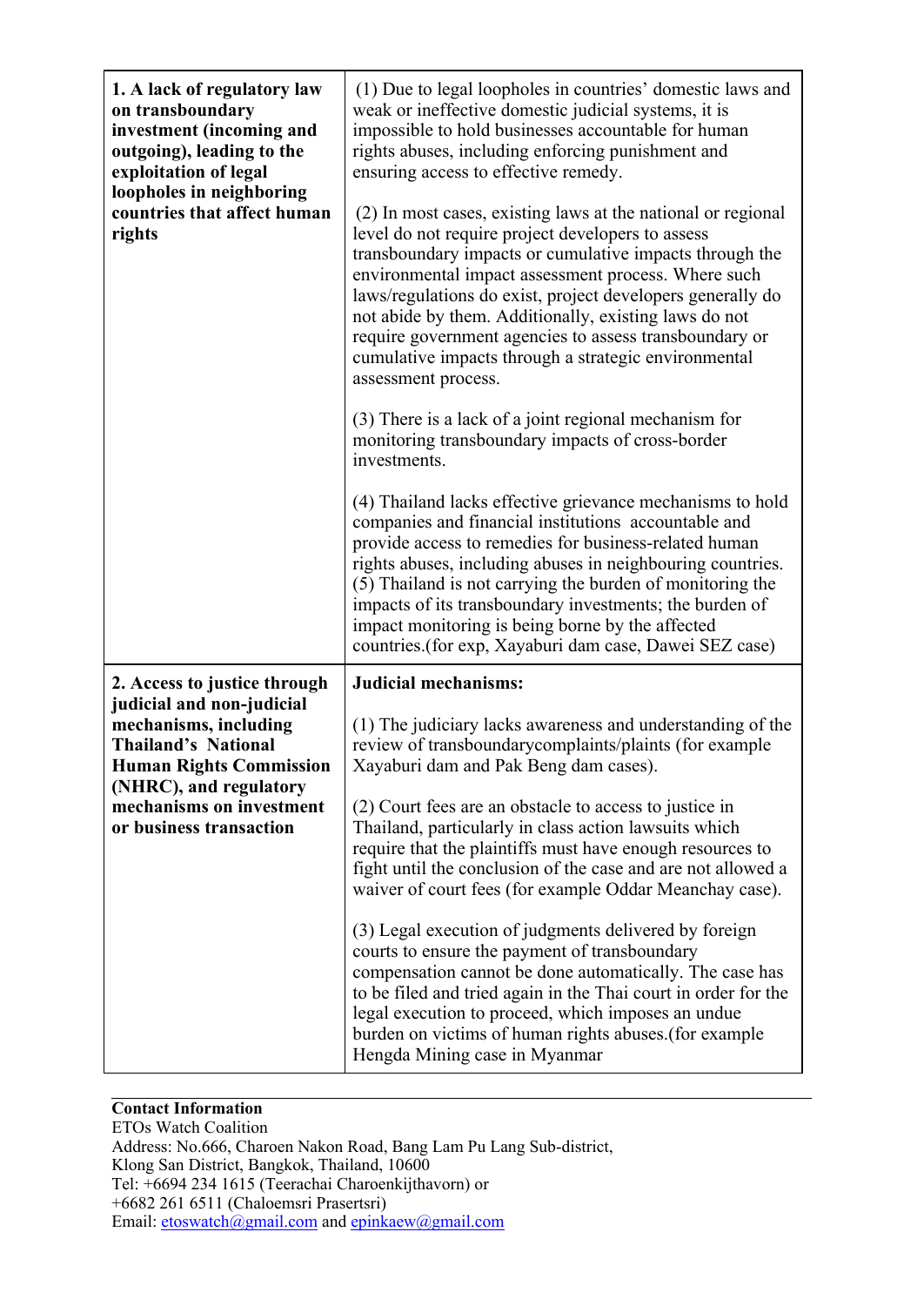| | |
|---|---|
| **1. A lack of regulatory law on transboundary investment (incoming and outgoing), leading to the exploitation of legal loopholes in neighboring countries that affect human rights** | (1) Due to legal loopholes in countries' domestic laws and weak or ineffective domestic judicial systems, it is impossible to hold businesses accountable for human rights abuses, including enforcing punishment and ensuring access to effective remedy.<br><br>(2) In most cases, existing laws at the national or regional level do not require project developers to assess transboundary impacts or cumulative impacts through the environmental impact assessment process. Where such laws/regulations do exist, project developers generally do not abide by them. Additionally, existing laws do not require government agencies to assess transboundary or cumulative impacts through a strategic environmental assessment process.<br><br>(3) There is a lack of a joint regional mechanism for monitoring transboundary impacts of cross-border investments.<br><br>(4) Thailand lacks effective grievance mechanisms to hold companies and financial institutions accountable and provide access to remedies for business-related human rights abuses, including abuses in neighbouring countries.<br>(5) Thailand is not carrying the burden of monitoring the impacts of its transboundary investments; the burden of impact monitoring is being borne by the affected countries.(for exp, Xayaburi dam case, Dawei SEZ case) |
| **2. Access to justice through judicial and non-judicial mechanisms, including Thailand's National Human Rights Commission (NHRC), and regulatory mechanisms on investment or business transaction** | **Judicial mechanisms:**<br><br>(1) The judiciary lacks awareness and understanding of the review of transboundarycomplaints/plaints (for example Xayaburi dam and Pak Beng dam cases).<br><br>(2) Court fees are an obstacle to access to justice in Thailand, particularly in class action lawsuits which require that the plaintiffs must have enough resources to fight until the conclusion of the case and are not allowed a waiver of court fees (for example Oddar Meanchay case).<br><br>(3) Legal execution of judgments delivered by foreign courts to ensure the payment of transboundary compensation cannot be done automatically. The case has to be filed and tried again in the Thai court in order for the legal execution to proceed, which imposes an undue burden on victims of human rights abuses.(for example Hengda Mining case in Myanmar |

**Contact Information**
ETOs Watch Coalition
Address: No.666, Charoen Nakon Road, Bang Lam Pu Lang Sub-district,
Klong San District, Bangkok, Thailand, 10600
Tel: +6694 234 1615 (Teerachai Charoenkijthavorn) or
+6682 261 6511 (Chaloemsri Prasertsri)
Email: etoswatch@gmail.com and epinkaew@gmail.com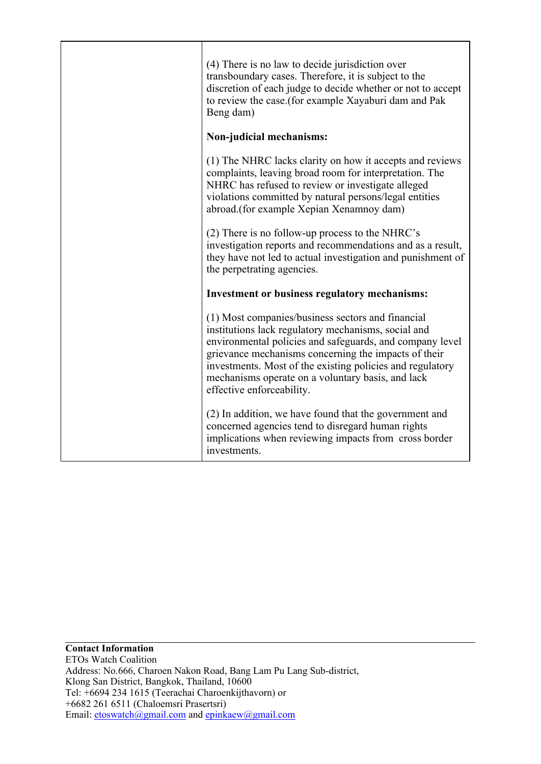| | |
|---|---|
| | (4) There is no law to decide jurisdiction over transboundary cases. Therefore, it is subject to the discretion of each judge to decide whether or not to accept to review the case.(for example Xayaburi dam and Pak Beng dam)<br><br>**Non-judicial mechanisms:**<br><br>(1) The NHRC lacks clarity on how it accepts and reviews complaints, leaving broad room for interpretation. The NHRC has refused to review or investigate alleged violations committed by natural persons/legal entities abroad.(for example Xepian Xenamnoy dam)<br><br>(2) There is no follow-up process to the NHRC's investigation reports and recommendations and as a result, they have not led to actual investigation and punishment of the perpetrating agencies.<br><br>**Investment or business regulatory mechanisms:**<br><br>(1) Most companies/business sectors and financial institutions lack regulatory mechanisms, social and environmental policies and safeguards, and company level grievance mechanisms concerning the impacts of their investments. Most of the existing policies and regulatory mechanisms operate on a voluntary basis, and lack effective enforceability.<br><br>(2) In addition, we have found that the government and concerned agencies tend to disregard human rights implications when reviewing impacts from cross border investments. |

---

**Contact Information**
ETOs Watch Coalition
Address: No.666, Charoen Nakon Road, Bang Lam Pu Lang Sub-district, Klong San District, Bangkok, Thailand, 10600
Tel: +6694 234 1615 (Teerachai Charoenkijthavorn) or +6682 261 6511 (Chaloemsri Prasertsri)
Email: etoswatch@gmail.com and epinkaew@gmail.com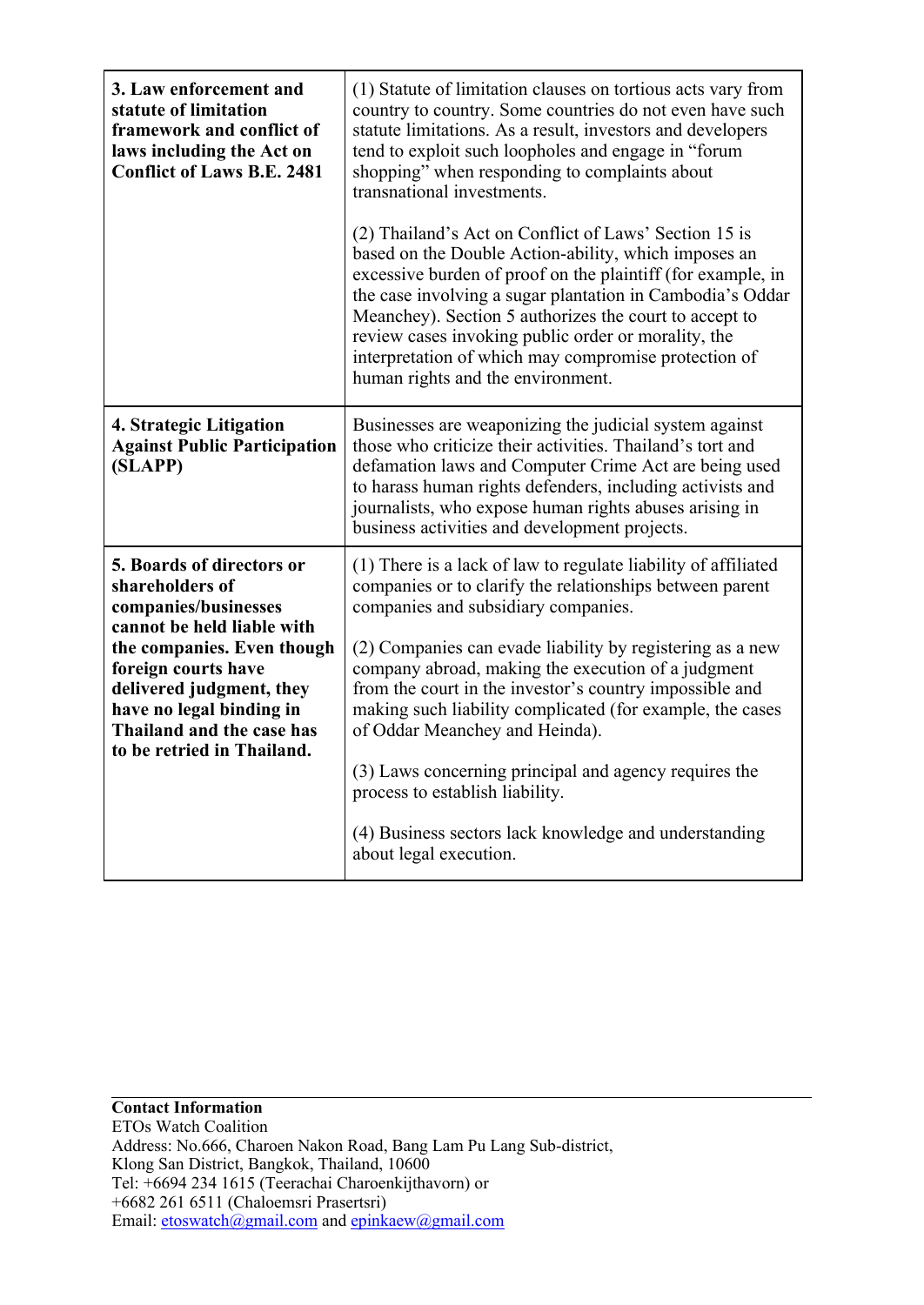| | |
|---|---|
| **3. Law enforcement and statute of limitation framework and conflict of laws including the Act on Conflict of Laws B.E. 2481** | (1) Statute of limitation clauses on tortious acts vary from country to country. Some countries do not even have such statute limitations. As a result, investors and developers tend to exploit such loopholes and engage in "forum shopping" when responding to complaints about transnational investments.<br><br>(2) Thailand's Act on Conflict of Laws' Section 15 is based on the Double Action-ability, which imposes an excessive burden of proof on the plaintiff (for example, in the case involving a sugar plantation in Cambodia's Oddar Meanchey). Section 5 authorizes the court to accept to review cases invoking public order or morality, the interpretation of which may compromise protection of human rights and the environment. |
| **4. Strategic Litigation Against Public Participation (SLAPP)** | Businesses are weaponizing the judicial system against those who criticize their activities. Thailand's tort and defamation laws and Computer Crime Act are being used to harass human rights defenders, including activists and journalists, who expose human rights abuses arising in business activities and development projects. |
| **5. Boards of directors or shareholders of companies/businesses cannot be held liable with the companies. Even though foreign courts have delivered judgment, they have no legal binding in Thailand and the case has to be retried in Thailand.** | (1) There is a lack of law to regulate liability of affiliated companies or to clarify the relationships between parent companies and subsidiary companies.<br><br>(2) Companies can evade liability by registering as a new company abroad, making the execution of a judgment from the court in the investor's country impossible and making such liability complicated (for example, the cases of Oddar Meanchey and Heinda).<br><br>(3) Laws concerning principal and agency requires the process to establish liability.<br><br>(4) Business sectors lack knowledge and understanding about legal execution. |

---

**Contact Information**
ETOs Watch Coalition
Address: No.666, Charoen Nakon Road, Bang Lam Pu Lang Sub-district,
Klong San District, Bangkok, Thailand, 10600
Tel: +6694 234 1615 (Teerachai Charoenkijthavorn) or
+6682 261 6511 (Chaloemsri Prasertsri)
Email: etoswatch@gmail.com and epinkaew@gmail.com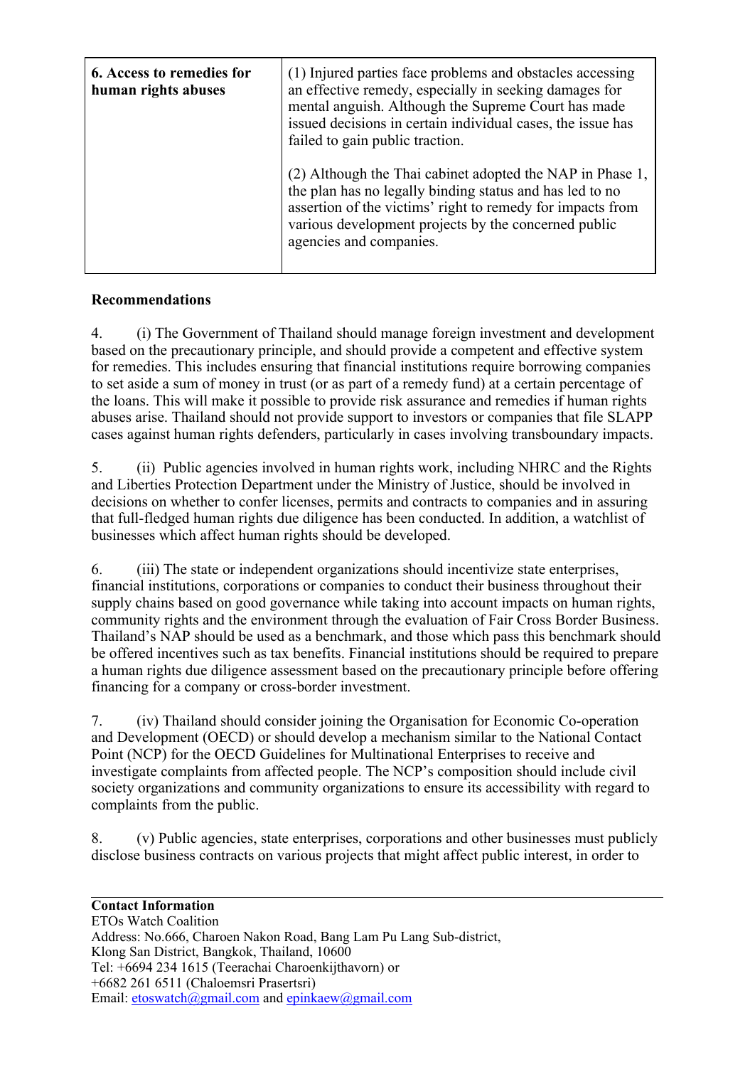| **6. Access to remedies for human rights abuses** | (1) Injured parties face problems and obstacles accessing an effective remedy, especially in seeking damages for mental anguish. Although the Supreme Court has made issued decisions in certain individual cases, the issue has failed to gain public traction.<br><br>(2) Although the Thai cabinet adopted the NAP in Phase 1, the plan has no legally binding status and has led to no assertion of the victims' right to remedy for impacts from various development projects by the concerned public agencies and companies. |
|---|---|

**Recommendations**

4. (i) The Government of Thailand should manage foreign investment and development based on the precautionary principle, and should provide a competent and effective system for remedies. This includes ensuring that financial institutions require borrowing companies to set aside a sum of money in trust (or as part of a remedy fund) at a certain percentage of the loans. This will make it possible to provide risk assurance and remedies if human rights abuses arise. Thailand should not provide support to investors or companies that file SLAPP cases against human rights defenders, particularly in cases involving transboundary impacts.

5. (ii) Public agencies involved in human rights work, including NHRC and the Rights and Liberties Protection Department under the Ministry of Justice, should be involved in decisions on whether to confer licenses, permits and contracts to companies and in assuring that full-fledged human rights due diligence has been conducted. In addition, a watchlist of businesses which affect human rights should be developed.

6. (iii) The state or independent organizations should incentivize state enterprises, financial institutions, corporations or companies to conduct their business throughout their supply chains based on good governance while taking into account impacts on human rights, community rights and the environment through the evaluation of Fair Cross Border Business. Thailand's NAP should be used as a benchmark, and those which pass this benchmark should be offered incentives such as tax benefits. Financial institutions should be required to prepare a human rights due diligence assessment based on the precautionary principle before offering financing for a company or cross-border investment.

7. (iv) Thailand should consider joining the Organisation for Economic Co-operation and Development (OECD) or should develop a mechanism similar to the National Contact Point (NCP) for the OECD Guidelines for Multinational Enterprises to receive and investigate complaints from affected people. The NCP's composition should include civil society organizations and community organizations to ensure its accessibility with regard to complaints from the public.

8. (v) Public agencies, state enterprises, corporations and other businesses must publicly disclose business contracts on various projects that might affect public interest, in order to

---

**Contact Information**
ETOs Watch Coalition
Address: No.666, Charoen Nakon Road, Bang Lam Pu Lang Sub-district, Klong San District, Bangkok, Thailand, 10600
Tel: +6694 234 1615 (Teerachai Charoenkijthavorn) or +6682 261 6511 (Chaloemsri Prasertsri)
Email: etoswatch@gmail.com and epinkaew@gmail.com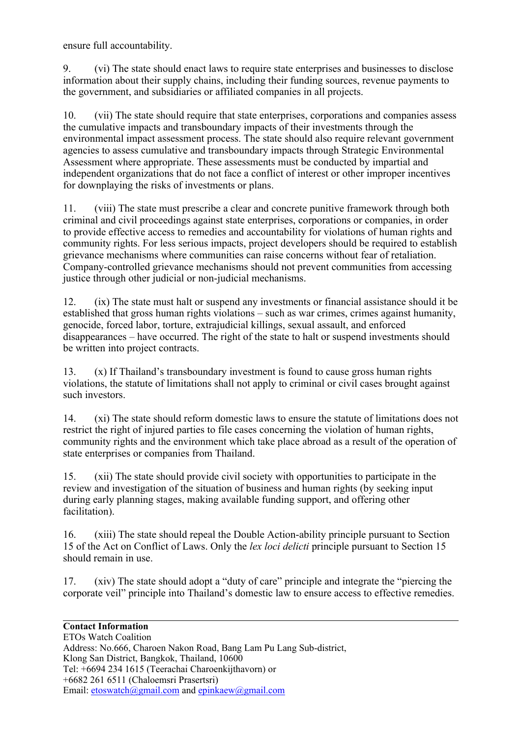ensure full accountability.

9. (vi) The state should enact laws to require state enterprises and businesses to disclose information about their supply chains, including their funding sources, revenue payments to the government, and subsidiaries or affiliated companies in all projects.

10. (vii) The state should require that state enterprises, corporations and companies assess the cumulative impacts and transboundary impacts of their investments through the environmental impact assessment process. The state should also require relevant government agencies to assess cumulative and transboundary impacts through Strategic Environmental Assessment where appropriate. These assessments must be conducted by impartial and independent organizations that do not face a conflict of interest or other improper incentives for downplaying the risks of investments or plans.

11. (viii) The state must prescribe a clear and concrete punitive framework through both criminal and civil proceedings against state enterprises, corporations or companies, in order to provide effective access to remedies and accountability for violations of human rights and community rights. For less serious impacts, project developers should be required to establish grievance mechanisms where communities can raise concerns without fear of retaliation. Company-controlled grievance mechanisms should not prevent communities from accessing justice through other judicial or non-judicial mechanisms.

12. (ix) The state must halt or suspend any investments or financial assistance should it be established that gross human rights violations – such as war crimes, crimes against humanity, genocide, forced labor, torture, extrajudicial killings, sexual assault, and enforced disappearances – have occurred. The right of the state to halt or suspend investments should be written into project contracts.

13. (x) If Thailand's transboundary investment is found to cause gross human rights violations, the statute of limitations shall not apply to criminal or civil cases brought against such investors.

14. (xi) The state should reform domestic laws to ensure the statute of limitations does not restrict the right of injured parties to file cases concerning the violation of human rights, community rights and the environment which take place abroad as a result of the operation of state enterprises or companies from Thailand.

15. (xii) The state should provide civil society with opportunities to participate in the review and investigation of the situation of business and human rights (by seeking input during early planning stages, making available funding support, and offering other facilitation).

16. (xiii) The state should repeal the Double Action-ability principle pursuant to Section 15 of the Act on Conflict of Laws. Only the *lex loci delicti* principle pursuant to Section 15 should remain in use.

17. (xiv) The state should adopt a "duty of care" principle and integrate the "piercing the corporate veil" principle into Thailand's domestic law to ensure access to effective remedies.

---

**Contact Information**
ETOs Watch Coalition
Address: No.666, Charoen Nakon Road, Bang Lam Pu Lang Sub-district,
Klong San District, Bangkok, Thailand, 10600
Tel: +6694 234 1615 (Teerachai Charoenkijthavorn) or
+6682 261 6511 (Chaloemsri Prasertsri)
Email: etoswatch@gmail.com and epinkaew@gmail.com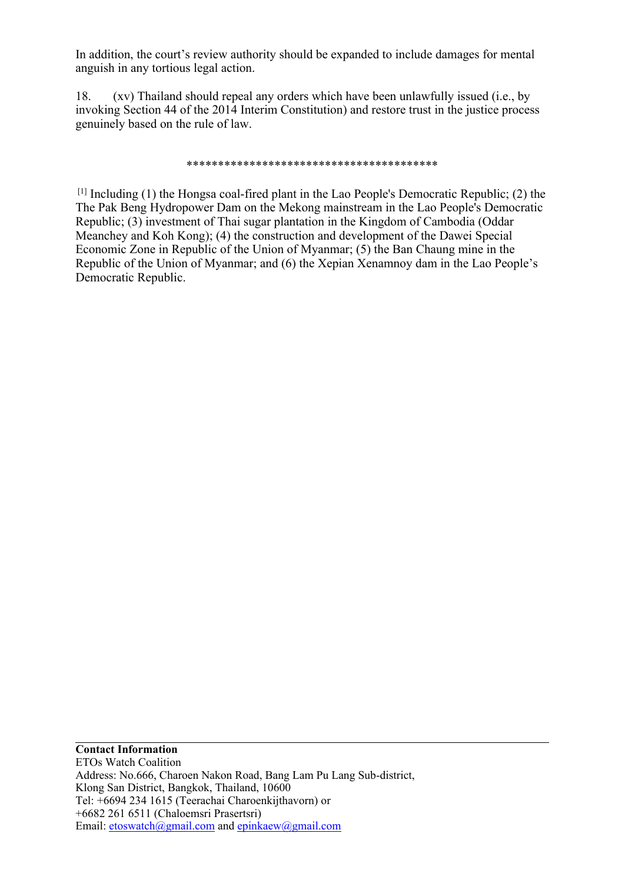In addition, the court's review authority should be expanded to include damages for mental anguish in any tortious legal action.

18. (xv) Thailand should repeal any orders which have been unlawfully issued (i.e., by invoking Section 44 of the 2014 Interim Constitution) and restore trust in the justice process genuinely based on the rule of law.

****************************************

[1] Including (1) the Hongsa coal-fired plant in the Lao People's Democratic Republic; (2) the The Pak Beng Hydropower Dam on the Mekong mainstream in the Lao People's Democratic Republic; (3) investment of Thai sugar plantation in the Kingdom of Cambodia (Oddar Meanchey and Koh Kong); (4) the construction and development of the Dawei Special Economic Zone in Republic of the Union of Myanmar; (5) the Ban Chaung mine in the Republic of the Union of Myanmar; and (6) the Xepian Xenamnoy dam in the Lao People's Democratic Republic.

---

**Contact Information**
ETOs Watch Coalition
Address: No.666, Charoen Nakon Road, Bang Lam Pu Lang Sub-district,
Klong San District, Bangkok, Thailand, 10600
Tel: +6694 234 1615 (Teerachai Charoenkijthavorn) or
+6682 261 6511 (Chaloemsri Prasertsri)
Email: etoswatch@gmail.com and epinkaew@gmail.com